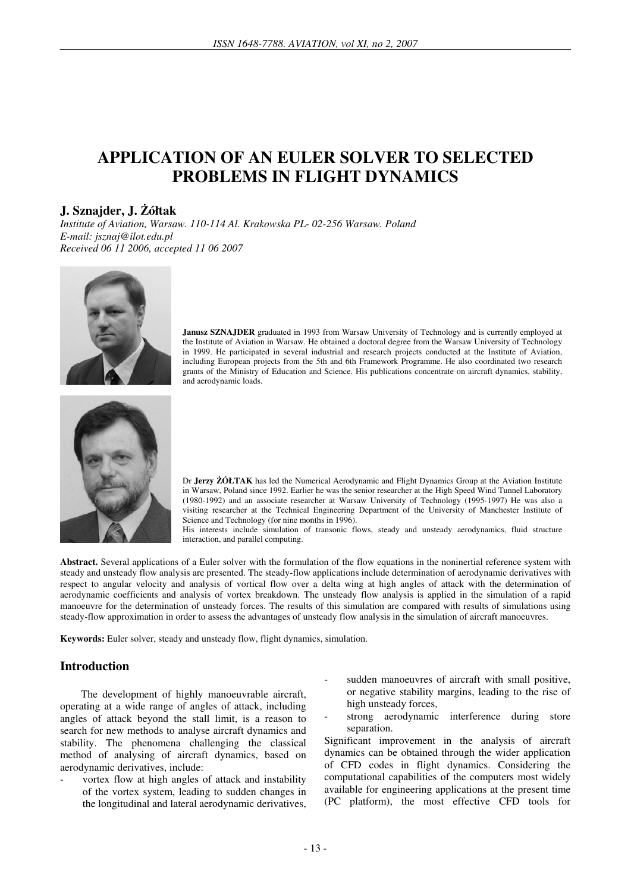# APPLICATION OF AN EULER SOLVER TO SELECTED PROBLEMS IN FLIGHT DYNAMICS

**J. Sznajder, J. Żółtak**

*Institute of Aviation, Warsaw. 110-114 Al. Krakowska PL- 02-256 Warsaw. Poland*
*E-mail: jsznaj@ilot.edu.pl*
*Received 06 11 2006, accepted 11 06 2007*

**Janusz SZNAJDER** graduated in 1993 from Warsaw University of Technology and is currently employed at the Institute of Aviation in Warsaw. He obtained a doctoral degree from the Warsaw University of Technology in 1999. He participated in several industrial and research projects conducted at the Institute of Aviation, including European projects from the 5th and 6th Framework Programme. He also coordinated two research grants of the Ministry of Education and Science. His publications concentrate on aircraft dynamics, stability, and aerodynamic loads.

Dr **Jerzy ŻÓŁTAK** has led the Numerical Aerodynamic and Flight Dynamics Group at the Aviation Institute in Warsaw, Poland since 1992. Earlier he was the senior researcher at the High Speed Wind Tunnel Laboratory (1980-1992) and an associate researcher at Warsaw University of Technology (1995-1997) He was also a visiting researcher at the Technical Engineering Department of the University of Manchester Institute of Science and Technology (for nine months in 1996).
His interests include simulation of transonic flows, steady and unsteady aerodynamics, fluid structure interaction, and parallel computing.

**Abstract.** Several applications of a Euler solver with the formulation of the flow equations in the noninertial reference system with steady and unsteady flow analysis are presented. The steady-flow applications include determination of aerodynamic derivatives with respect to angular velocity and analysis of vortical flow over a delta wing at high angles of attack with the determination of aerodynamic coefficients and analysis of vortex breakdown. The unsteady flow analysis is applied in the simulation of a rapid manoeuvre for the determination of unsteady forces. The results of this simulation are compared with results of simulations using steady-flow approximation in order to assess the advantages of unsteady flow analysis in the simulation of aircraft manoeuvres.

**Keywords:** Euler solver, steady and unsteady flow, flight dynamics, simulation.

## Introduction

The development of highly manoeuvrable aircraft, operating at a wide range of angles of attack, including angles of attack beyond the stall limit, is a reason to search for new methods to analyse aircraft dynamics and stability. The phenomena challenging the classical method of analysing of aircraft dynamics, based on aerodynamic derivatives, include:

- vortex flow at high angles of attack and instability of the vortex system, leading to sudden changes in the longitudinal and lateral aerodynamic derivatives,
- sudden manoeuvres of aircraft with small positive, or negative stability margins, leading to the rise of high unsteady forces,
- strong aerodynamic interference during store separation.

Significant improvement in the analysis of aircraft dynamics can be obtained through the wider application of CFD codes in flight dynamics. Considering the computational capabilities of the computers most widely available for engineering applications at the present time (PC platform), the most effective CFD tools for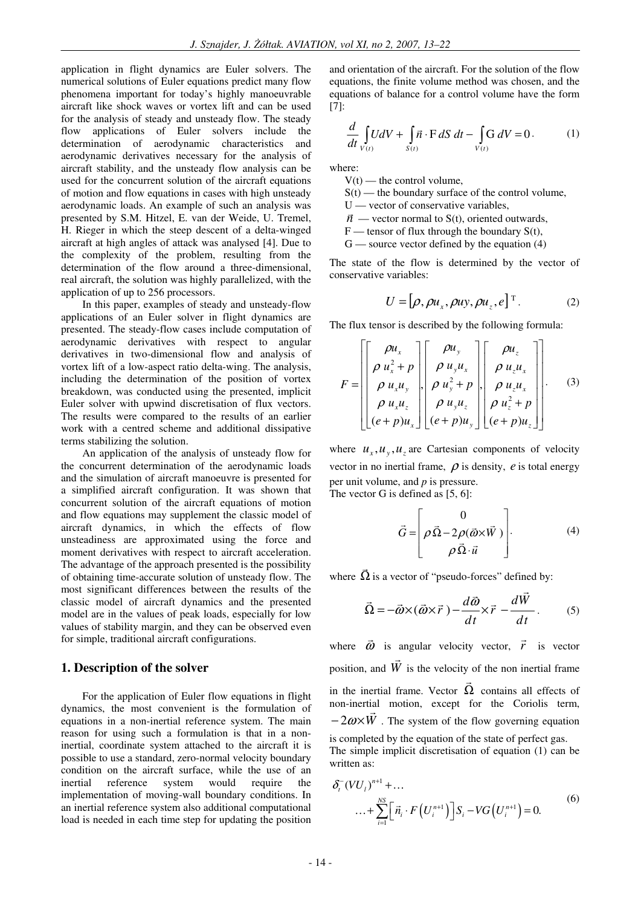application in flight dynamics are Euler solvers. The numerical solutions of Euler equations predict many flow phenomena important for today's highly manoeuvrable aircraft like shock waves or vortex lift and can be used for the analysis of steady and unsteady flow. The steady flow applications of Euler solvers include the determination of aerodynamic characteristics and aerodynamic derivatives necessary for the analysis of aircraft stability, and the unsteady flow analysis can be used for the concurrent solution of the aircraft equations of motion and flow equations in cases with high unsteady aerodynamic loads. An example of such an analysis was presented by S.M. Hitzel, E. van der Weide, U. Tremel, H. Rieger in which the steep descent of a delta-winged aircraft at high angles of attack was analysed [4]. Due to the complexity of the problem, resulting from the determination of the flow around a three-dimensional, real aircraft, the solution was highly parallelized, with the application of up to 256 processors.

In this paper, examples of steady and unsteady-flow applications of an Euler solver in flight dynamics are presented. The steady-flow cases include computation of aerodynamic derivatives with respect to angular derivatives in two-dimensional flow and analysis of vortex lift of a low-aspect ratio delta-wing. The analysis, including the determination of the position of vortex breakdown, was conducted using the presented, implicit Euler solver with upwind discretisation of flux vectors. The results were compared to the results of an earlier work with a centred scheme and additional dissipative terms stabilizing the solution.

An application of the analysis of unsteady flow for the concurrent determination of the aerodynamic loads and the simulation of aircraft manoeuvre is presented for a simplified aircraft configuration. It was shown that concurrent solution of the aircraft equations of motion and flow equations may supplement the classic model of aircraft dynamics, in which the effects of flow unsteadiness are approximated using the force and moment derivatives with respect to aircraft acceleration. The advantage of the approach presented is the possibility of obtaining time-accurate solution of unsteady flow. The most significant differences between the results of the classic model of aircraft dynamics and the presented model are in the values of peak loads, especially for low values of stability margin, and they can be observed even for simple, traditional aircraft configurations.

## 1. Description of the solver

For the application of Euler flow equations in flight dynamics, the most convenient is the formulation of equations in a non-inertial reference system. The main reason for using such a formulation is that in a non-inertial, coordinate system attached to the aircraft it is possible to use a standard, zero-normal velocity boundary condition on the aircraft surface, while the use of an inertial reference system would require the implementation of moving-wall boundary conditions. In an inertial reference system also additional computational load is needed in each time step for updating the position and orientation of the aircraft. For the solution of the flow equations, the finite volume method was chosen, and the equations of balance for a control volume have the form [7]:

$$\frac{d}{dt}\int_{V(t)} U dV + \int_{S(t)} \vec{n}\cdot \mathrm{F}\, dS\, dt - \int_{V(t)} \mathrm{G}\, dV = 0 \cdot \tag{1}$$

where:

V(t) — the control volume,
S(t) — the boundary surface of the control volume,
U — vector of conservative variables,
$\vec{n}$ — vector normal to S(t), oriented outwards,
F — tensor of flux through the boundary S(t),
G — source vector defined by the equation (4)

The state of the flow is determined by the vector of conservative variables:

$$U = \left[\rho, \rho u_x, \rho uy, \rho u_z, e\right]^{\mathrm{T}}. \tag{2}$$

The flux tensor is described by the following formula:

$$F = \left[\begin{bmatrix} \rho u_x \\ \rho\, u_x^2 + p \\ \rho\, u_x u_y \\ \rho\, u_x u_z \\ (e+p)u_x \end{bmatrix}, \begin{bmatrix} \rho u_y \\ \rho\, u_y u_x \\ \rho\, u_y^2 + p \\ \rho\, u_y u_z \\ (e+p)u_y \end{bmatrix}, \begin{bmatrix} \rho u_z \\ \rho\, u_z u_x \\ \rho\, u_z u_x \\ \rho\, u_z^2 + p \\ (e+p)u_z \end{bmatrix}\right]. \tag{3}$$

where $u_x, u_y, u_z$ are Cartesian components of velocity vector in no inertial frame, $\rho$ is density, $e$ is total energy per unit volume, and *p* is pressure.
The vector G is defined as [5, 6]:

$$\vec{G} = \begin{bmatrix} 0 \\ \rho\vec{\Omega} - 2\rho(\vec{\omega}\times\vec{W}\,) \\ \rho\vec{\Omega}\cdot\vec{u} \end{bmatrix}. \tag{4}$$

where $\vec{\Omega}$ is a vector of "pseudo-forces" defined by:

$$\vec{\Omega} = -\vec{\omega}\times(\vec{\omega}\times\vec{r}\,) - \frac{d\vec{\omega}}{dt}\times\vec{r} - \frac{d\vec{W}}{dt}. \tag{5}$$

where $\vec{\omega}$ is angular velocity vector, $\vec{r}$ is vector position, and $\vec{W}$ is the velocity of the non inertial frame in the inertial frame. Vector $\vec{\Omega}$ contains all effects of non-inertial motion, except for the Coriolis term, $-2\omega\times\vec{W}$. The system of the flow governing equation is completed by the equation of the state of perfect gas.
The simple implicit discretisation of equation (1) can be written as:

$$\begin{aligned} &\delta_t^-(VU_i)^{n+1} + \ldots \\ &\ldots + \sum_{i=1}^{NS}\left[\vec{n}_i\cdot F\left(U_i^{n+1}\right)\right]S_i - VG\left(U_i^{n+1}\right) = 0. \end{aligned} \tag{6}$$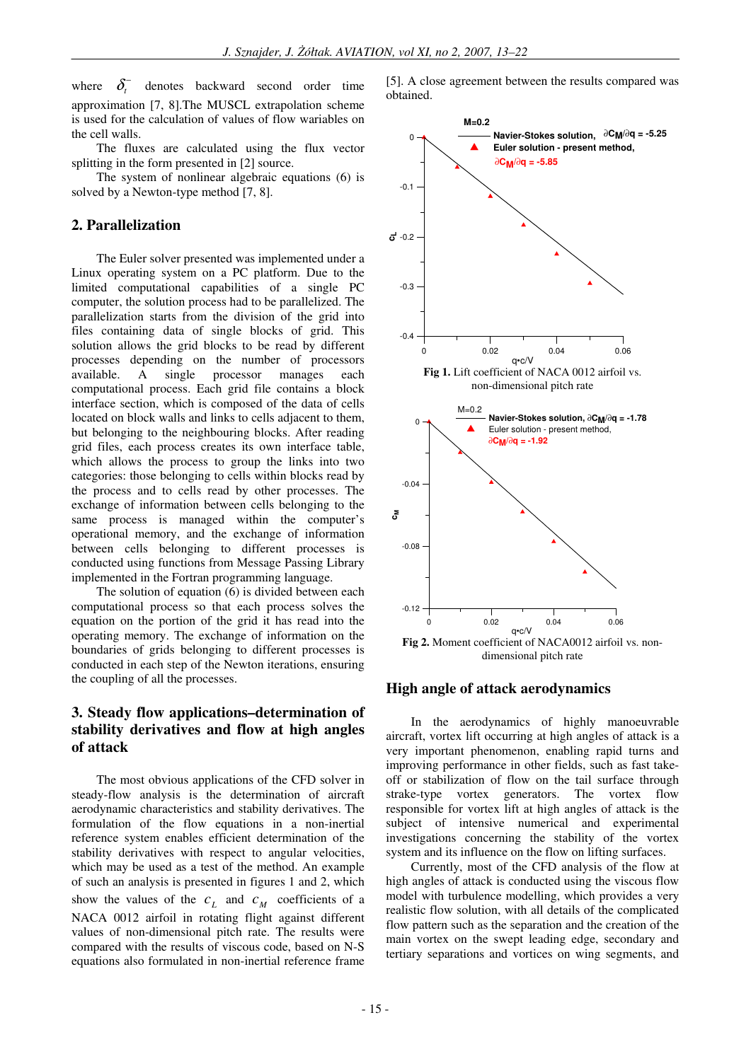where $\delta_t^-$ denotes backward second order time approximation [7, 8].The MUSCL extrapolation scheme is used for the calculation of values of flow variables on the cell walls.

The fluxes are calculated using the flux vector splitting in the form presented in [2] source.

The system of nonlinear algebraic equations (6) is solved by a Newton-type method [7, 8].

## 2. Parallelization

The Euler solver presented was implemented under a Linux operating system on a PC platform. Due to the limited computational capabilities of a single PC computer, the solution process had to be parallelized. The parallelization starts from the division of the grid into files containing data of single blocks of grid. This solution allows the grid blocks to be read by different processes depending on the number of processors available. A single processor manages each computational process. Each grid file contains a block interface section, which is composed of the data of cells located on block walls and links to cells adjacent to them, but belonging to the neighbouring blocks. After reading grid files, each process creates its own interface table, which allows the process to group the links into two categories: those belonging to cells within blocks read by the process and to cells read by other processes. The exchange of information between cells belonging to the same process is managed within the computer's operational memory, and the exchange of information between cells belonging to different processes is conducted using functions from Message Passing Library implemented in the Fortran programming language.

The solution of equation (6) is divided between each computational process so that each process solves the equation on the portion of the grid it has read into the operating memory. The exchange of information on the boundaries of grids belonging to different processes is conducted in each step of the Newton iterations, ensuring the coupling of all the processes.

## 3. Steady flow applications–determination of stability derivatives and flow at high angles of attack

The most obvious applications of the CFD solver in steady-flow analysis is the determination of aircraft aerodynamic characteristics and stability derivatives. The formulation of the flow equations in a non-inertial reference system enables efficient determination of the stability derivatives with respect to angular velocities, which may be used as a test of the method. An example of such an analysis is presented in figures 1 and 2, which show the values of the $c_L$ and $c_M$ coefficients of a NACA 0012 airfoil in rotating flight against different values of non-dimensional pitch rate. The results were compared with the results of viscous code, based on N-S equations also formulated in non-inertial reference frame [5]. A close agreement between the results compared was obtained.

**Fig 1.** Lift coefficient of NACA 0012 airfoil vs. non-dimensional pitch rate

**Fig 2.** Moment coefficient of NACA0012 airfoil vs. non-dimensional pitch rate

### High angle of attack aerodynamics

In the aerodynamics of highly manoeuvrable aircraft, vortex lift occurring at high angles of attack is a very important phenomenon, enabling rapid turns and improving performance in other fields, such as fast take-off or stabilization of flow on the tail surface through strake-type vortex generators. The vortex flow responsible for vortex lift at high angles of attack is the subject of intensive numerical and experimental investigations concerning the stability of the vortex system and its influence on the flow on lifting surfaces.

Currently, most of the CFD analysis of the flow at high angles of attack is conducted using the viscous flow model with turbulence modelling, which provides a very realistic flow solution, with all details of the complicated flow pattern such as the separation and the creation of the main vortex on the swept leading edge, secondary and tertiary separations and vortices on wing segments, and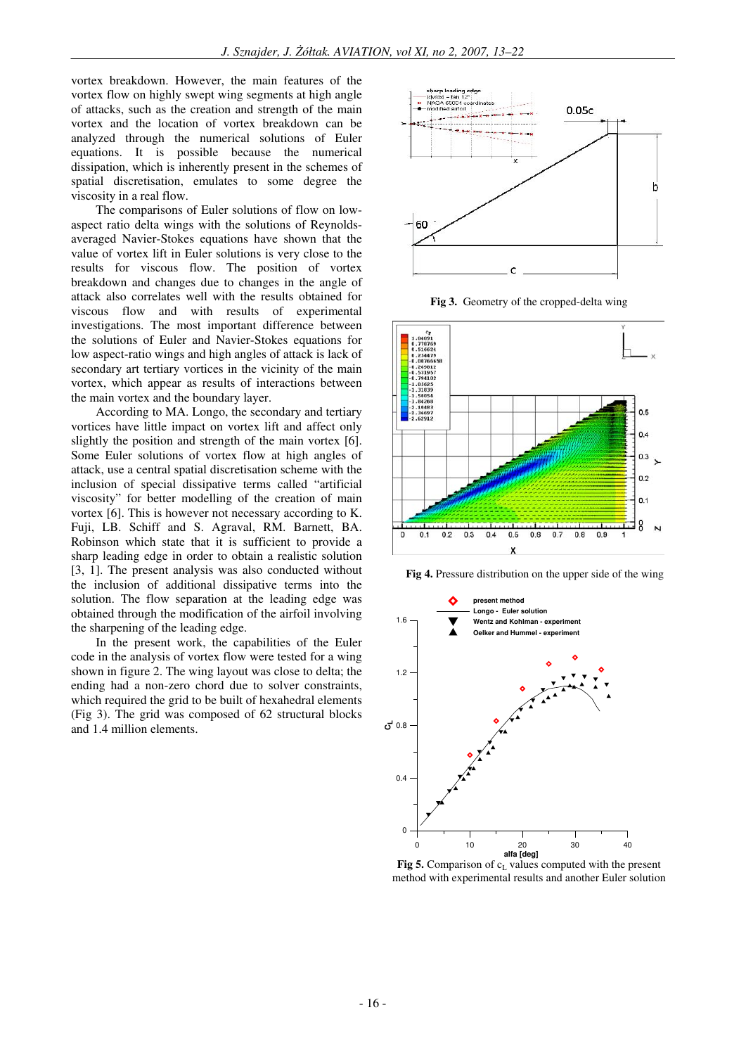vortex breakdown. However, the main features of the vortex flow on highly swept wing segments at high angle of attacks, such as the creation and strength of the main vortex and the location of vortex breakdown can be analyzed through the numerical solutions of Euler equations. It is possible because the numerical dissipation, which is inherently present in the schemes of spatial discretisation, emulates to some degree the viscosity in a real flow.

The comparisons of Euler solutions of flow on low-aspect ratio delta wings with the solutions of Reynolds-averaged Navier-Stokes equations have shown that the value of vortex lift in Euler solutions is very close to the results for viscous flow. The position of vortex breakdown and changes due to changes in the angle of attack also correlates well with the results obtained for viscous flow and with results of experimental investigations. The most important difference between the solutions of Euler and Navier-Stokes equations for low aspect-ratio wings and high angles of attack is lack of secondary art tertiary vortices in the vicinity of the main vortex, which appear as results of interactions between the main vortex and the boundary layer.

According to MA. Longo, the secondary and tertiary vortices have little impact on vortex lift and affect only slightly the position and strength of the main vortex [6]. Some Euler solutions of vortex flow at high angles of attack, use a central spatial discretisation scheme with the inclusion of special dissipative terms called "artificial viscosity" for better modelling of the creation of main vortex [6]. This is however not necessary according to K. Fuji, LB. Schiff and S. Agraval, RM. Barnett, BA. Robinson which state that it is sufficient to provide a sharp leading edge in order to obtain a realistic solution [3, 1]. The present analysis was also conducted without the inclusion of additional dissipative terms into the solution. The flow separation at the leading edge was obtained through the modification of the airfoil involving the sharpening of the leading edge.

In the present work, the capabilities of the Euler code in the analysis of vortex flow were tested for a wing shown in figure 2. The wing layout was close to delta; the ending had a non-zero chord due to solver constraints, which required the grid to be built of hexahedral elements (Fig 3). The grid was composed of 62 structural blocks and 1.4 million elements.

**Fig 3.** Geometry of the cropped-delta wing

**Fig 4.** Pressure distribution on the upper side of the wing

**Fig 5.** Comparison of $c_L$ values computed with the present method with experimental results and another Euler solution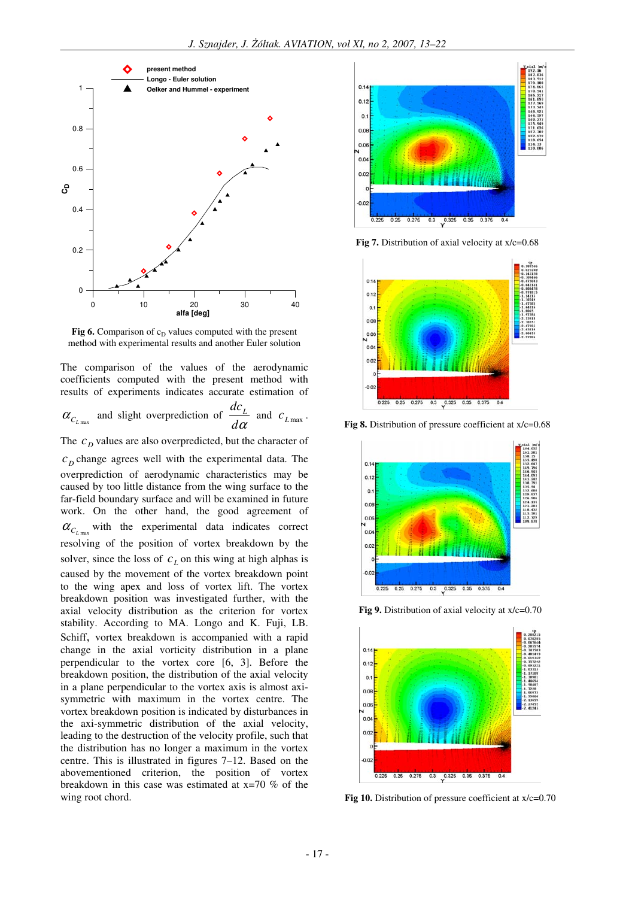**Fig 6.** Comparison of $c_D$ values computed with the present method with experimental results and another Euler solution

The comparison of the values of the aerodynamic coefficients computed with the present method with results of experiments indicates accurate estimation of $\alpha_{C_{L\max}}$ and slight overprediction of $\dfrac{dc_L}{d\alpha}$ and $c_{L\max}$. The $c_D$ values are also overpredicted, but the character of $c_D$ change agrees well with the experimental data. The overprediction of aerodynamic characteristics may be caused by too little distance from the wing surface to the far-field boundary surface and will be examined in future work. On the other hand, the good agreement of $\alpha_{C_{L\max}}$ with the experimental data indicates correct resolving of the position of vortex breakdown by the solver, since the loss of $c_L$ on this wing at high alphas is caused by the movement of the vortex breakdown point to the wing apex and loss of vortex lift. The vortex breakdown position was investigated further, with the axial velocity distribution as the criterion for vortex stability. According to MA. Longo and K. Fuji, LB. Schiff, vortex breakdown is accompanied with a rapid change in the axial vorticity distribution in a plane perpendicular to the vortex core [6, 3]. Before the breakdown position, the distribution of the axial velocity in a plane perpendicular to the vortex axis is almost axi-symmetric with maximum in the vortex centre. The vortex breakdown position is indicated by disturbances in the axi-symmetric distribution of the axial velocity, leading to the destruction of the velocity profile, such that the distribution has no longer a maximum in the vortex centre. This is illustrated in figures 7–12. Based on the abovementioned criterion, the position of vortex breakdown in this case was estimated at x=70 % of the wing root chord.

**Fig 7.** Distribution of axial velocity at x/c=0.68

**Fig 8.** Distribution of pressure coefficient at x/c=0.68

**Fig 9.** Distribution of axial velocity at x/c=0.70

**Fig 10.** Distribution of pressure coefficient at x/c=0.70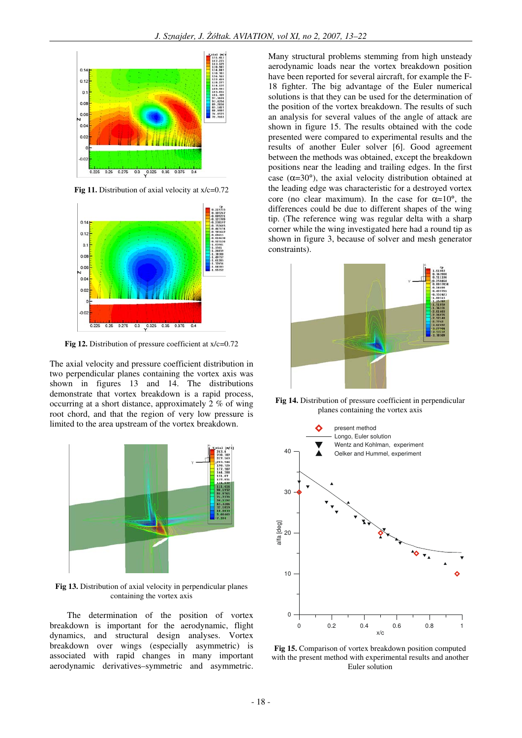Fig 11. Distribution of axial velocity at x/c=0.72

Fig 12. Distribution of pressure coefficient at x/c=0.72

The axial velocity and pressure coefficient distribution in two perpendicular planes containing the vortex axis was shown in figures 13 and 14. The distributions demonstrate that vortex breakdown is a rapid process, occurring at a short distance, approximately 2 % of wing root chord, and that the region of very low pressure is limited to the area upstream of the vortex breakdown.

Fig 13. Distribution of axial velocity in perpendicular planes containing the vortex axis

The determination of the position of vortex breakdown is important for the aerodynamic, flight dynamics, and structural design analyses. Vortex breakdown over wings (especially asymmetric) is associated with rapid changes in many important aerodynamic derivatives–symmetric and asymmetric. Many structural problems stemming from high unsteady aerodynamic loads near the vortex breakdown position have been reported for several aircraft, for example the F-18 fighter. The big advantage of the Euler numerical solutions is that they can be used for the determination of the position of the vortex breakdown. The results of such an analysis for several values of the angle of attack are shown in figure 15. The results obtained with the code presented were compared to experimental results and the results of another Euler solver [6]. Good agreement between the methods was obtained, except the breakdown positions near the leading and trailing edges. In the first case ($\alpha$=30°), the axial velocity distribution obtained at the leading edge was characteristic for a destroyed vortex core (no clear maximum). In the case for $\alpha$=10°, the differences could be due to different shapes of the wing tip. (The reference wing was regular delta with a sharp corner while the wing investigated here had a round tip as shown in figure 3, because of solver and mesh generator constraints).

Fig 14. Distribution of pressure coefficient in perpendicular planes containing the vortex axis

Fig 15. Comparison of vortex breakdown position computed with the present method with experimental results and another Euler solution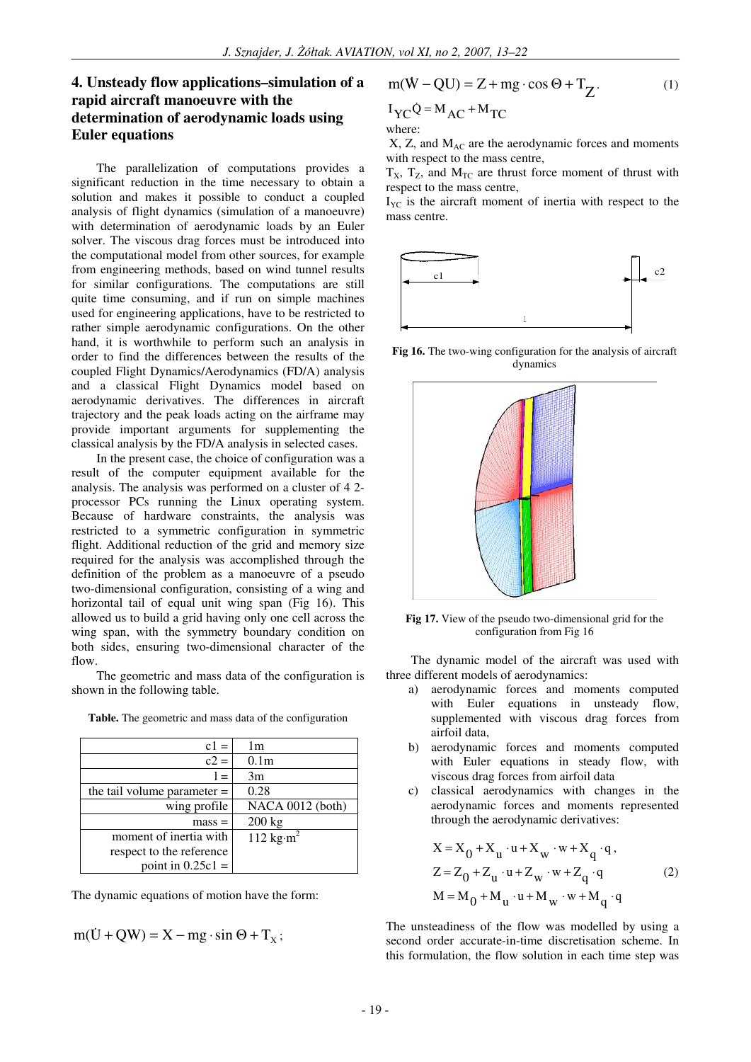## 4. Unsteady flow applications–simulation of a rapid aircraft manoeuvre with the determination of aerodynamic loads using Euler equations

The parallelization of computations provides a significant reduction in the time necessary to obtain a solution and makes it possible to conduct a coupled analysis of flight dynamics (simulation of a manoeuvre) with determination of aerodynamic loads by an Euler solver. The viscous drag forces must be introduced into the computational model from other sources, for example from engineering methods, based on wind tunnel results for similar configurations. The computations are still quite time consuming, and if run on simple machines used for engineering applications, have to be restricted to rather simple aerodynamic configurations. On the other hand, it is worthwhile to perform such an analysis in order to find the differences between the results of the coupled Flight Dynamics/Aerodynamics (FD/A) analysis and a classical Flight Dynamics model based on aerodynamic derivatives. The differences in aircraft trajectory and the peak loads acting on the airframe may provide important arguments for supplementing the classical analysis by the FD/A analysis in selected cases.

In the present case, the choice of configuration was a result of the computer equipment available for the analysis. The analysis was performed on a cluster of 4 2-processor PCs running the Linux operating system. Because of hardware constraints, the analysis was restricted to a symmetric configuration in symmetric flight. Additional reduction of the grid and memory size required for the analysis was accomplished through the definition of the problem as a manoeuvre of a pseudo two-dimensional configuration, consisting of a wing and horizontal tail of equal unit wing span (Fig 16). This allowed us to build a grid having only one cell across the wing span, with the symmetry boundary condition on both sides, ensuring two-dimensional character of the flow.

The geometric and mass data of the configuration is shown in the following table.

**Table.** The geometric and mass data of the configuration

| | |
|---|---|
| c1 = | 1m |
| c2 = | 0.1m |
| l = | 3m |
| the tail volume parameter = | 0.28 |
| wing profile | NACA 0012 (both) |
| mass = | 200 kg |
| moment of inertia with respect to the reference point in 0.25c1 = | 112 kg·m² |

The dynamic equations of motion have the form:

$$m(\dot{U} + QW) = X - mg \cdot \sin\Theta + T_X;$$

$$m(\dot{W} - QU) = Z + mg \cdot \cos\Theta + T_Z. \tag{1}$$

$$I_{YC}\dot{Q} = M_{AC} + M_{TC}$$

where:

$X$, $Z$, and $M_{AC}$ are the aerodynamic forces and moments with respect to the mass centre,

$T_X$, $T_Z$, and $M_{TC}$ are thrust force moment of thrust with respect to the mass centre,

$I_{YC}$ is the aircraft moment of inertia with respect to the mass centre.

**Fig 16.** The two-wing configuration for the analysis of aircraft dynamics

**Fig 17.** View of the pseudo two-dimensional grid for the configuration from Fig 16

The dynamic model of the aircraft was used with three different models of aerodynamics:

a) aerodynamic forces and moments computed with Euler equations in unsteady flow, supplemented with viscous drag forces from airfoil data,
b) aerodynamic forces and moments computed with Euler equations in steady flow, with viscous drag forces from airfoil data
c) classical aerodynamics with changes in the aerodynamic forces and moments represented through the aerodynamic derivatives:

$$X = X_0 + X_u \cdot u + X_w \cdot w + X_q \cdot q,$$
$$Z = Z_0 + Z_u \cdot u + Z_w \cdot w + Z_q \cdot q \tag{2}$$
$$M = M_0 + M_u \cdot u + M_w \cdot w + M_q \cdot q$$

The unsteadiness of the flow was modelled by using a second order accurate-in-time discretisation scheme. In this formulation, the flow solution in each time step was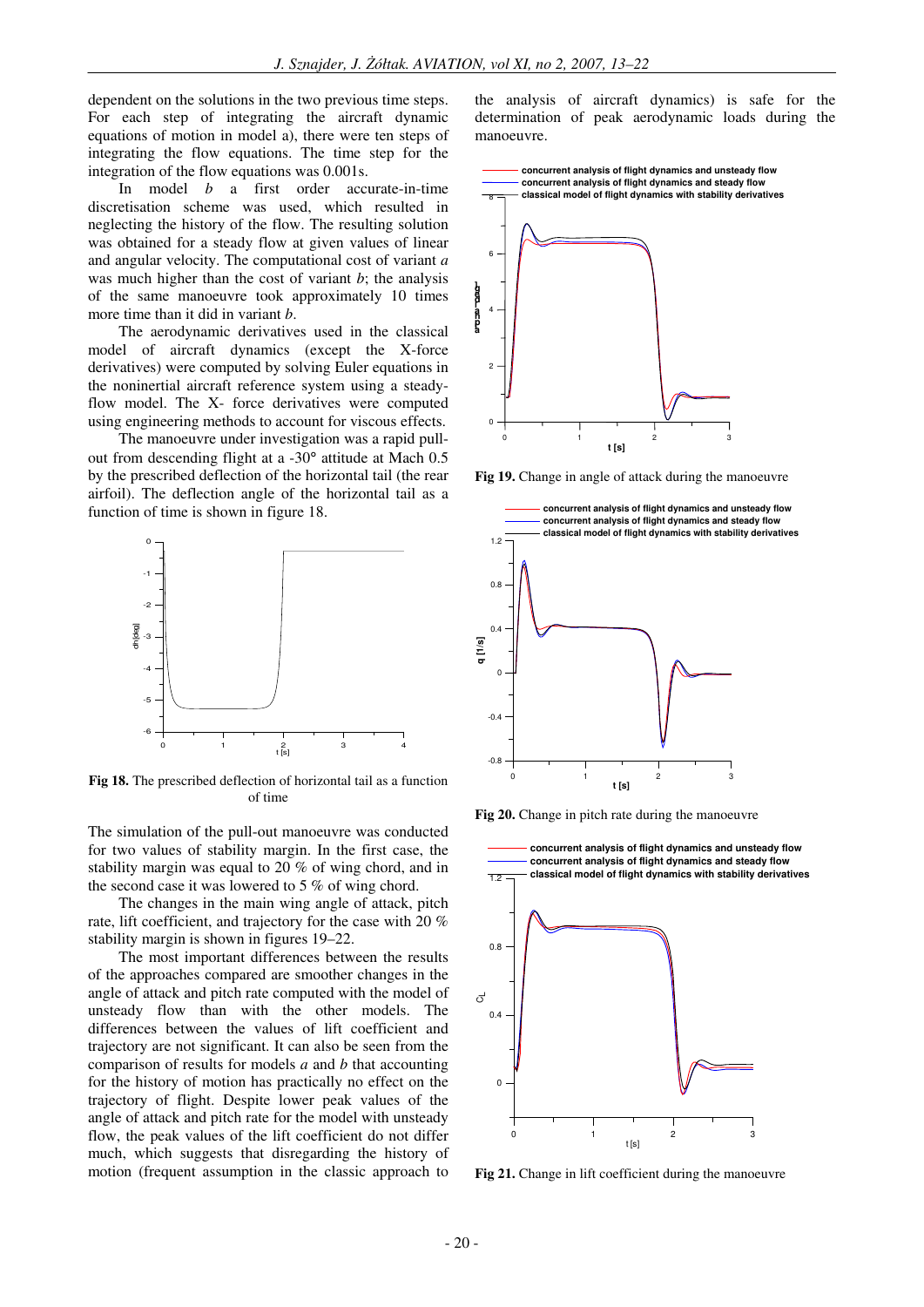dependent on the solutions in the two previous time steps. For each step of integrating the aircraft dynamic equations of motion in model a), there were ten steps of integrating the flow equations. The time step for the integration of the flow equations was 0.001s.

In model *b* a first order accurate-in-time discretisation scheme was used, which resulted in neglecting the history of the flow. The resulting solution was obtained for a steady flow at given values of linear and angular velocity. The computational cost of variant *a* was much higher than the cost of variant *b*; the analysis of the same manoeuvre took approximately 10 times more time than it did in variant *b*.

The aerodynamic derivatives used in the classical model of aircraft dynamics (except the X-force derivatives) were computed by solving Euler equations in the noninertial aircraft reference system using a steady-flow model. The X- force derivatives were computed using engineering methods to account for viscous effects.

The manoeuvre under investigation was a rapid pull-out from descending flight at a -30° attitude at Mach 0.5 by the prescribed deflection of the horizontal tail (the rear airfoil). The deflection angle of the horizontal tail as a function of time is shown in figure 18.

**Fig 18.** The prescribed deflection of horizontal tail as a function of time

The simulation of the pull-out manoeuvre was conducted for two values of stability margin. In the first case, the stability margin was equal to 20 % of wing chord, and in the second case it was lowered to 5 % of wing chord.

The changes in the main wing angle of attack, pitch rate, lift coefficient, and trajectory for the case with 20 % stability margin is shown in figures 19–22.

The most important differences between the results of the approaches compared are smoother changes in the angle of attack and pitch rate computed with the model of unsteady flow than with the other models. The differences between the values of lift coefficient and trajectory are not significant. It can also be seen from the comparison of results for models *a* and *b* that accounting for the history of motion has practically no effect on the trajectory of flight. Despite lower peak values of the angle of attack and pitch rate for the model with unsteady flow, the peak values of the lift coefficient do not differ much, which suggests that disregarding the history of motion (frequent assumption in the classic approach to the analysis of aircraft dynamics) is safe for the determination of peak aerodynamic loads during the manoeuvre.

**Fig 19.** Change in angle of attack during the manoeuvre

**Fig 20.** Change in pitch rate during the manoeuvre

**Fig 21.** Change in lift coefficient during the manoeuvre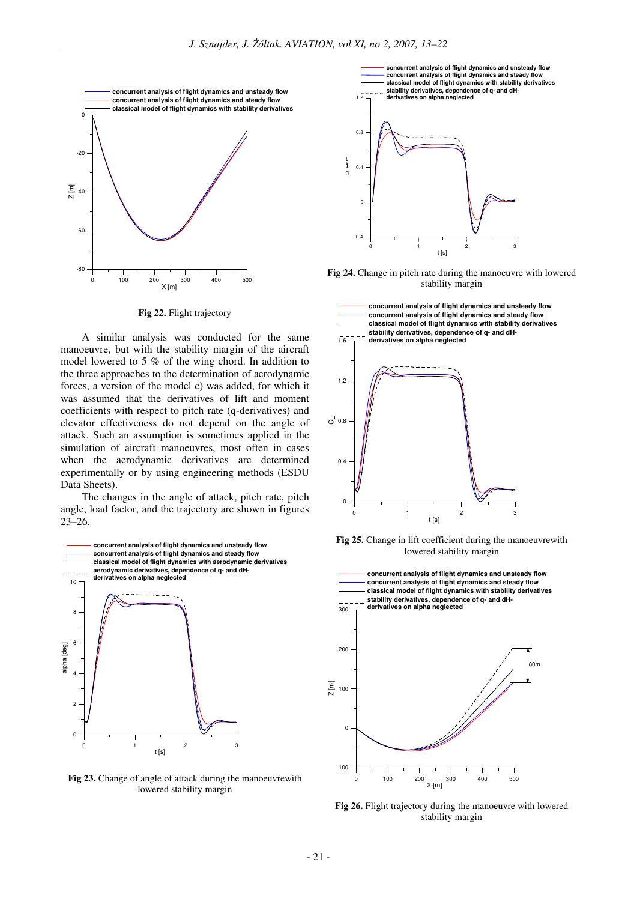**Fig 22.** Flight trajectory

A similar analysis was conducted for the same manoeuvre, but with the stability margin of the aircraft model lowered to 5 % of the wing chord. In addition to the three approaches to the determination of aerodynamic forces, a version of the model c) was added, for which it was assumed that the derivatives of lift and moment coefficients with respect to pitch rate (q-derivatives) and elevator effectiveness do not depend on the angle of attack. Such an assumption is sometimes applied in the simulation of aircraft manoeuvres, most often in cases when the aerodynamic derivatives are determined experimentally or by using engineering methods (ESDU Data Sheets).

The changes in the angle of attack, pitch rate, pitch angle, load factor, and the trajectory are shown in figures 23–26.

**Fig 23.** Change of angle of attack during the manoeuvrewith lowered stability margin

**Fig 24.** Change in pitch rate during the manoeuvre with lowered stability margin

**Fig 25.** Change in lift coefficient during the manoeuvrewith lowered stability margin

**Fig 26.** Flight trajectory during the manoeuvre with lowered stability margin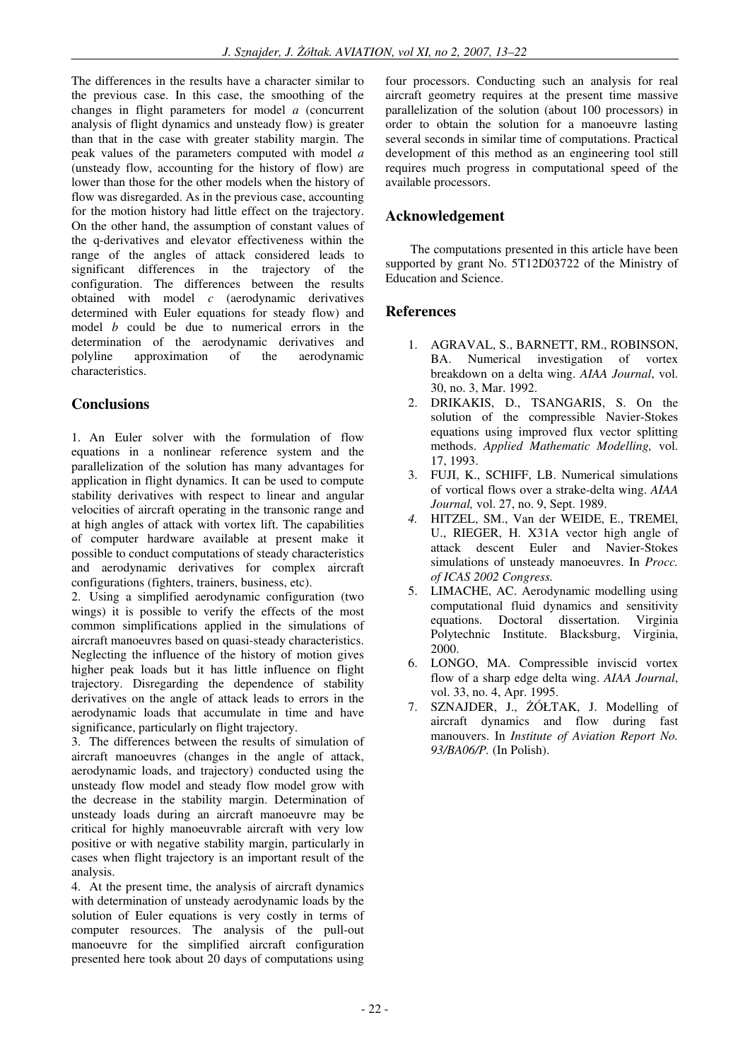The differences in the results have a character similar to the previous case. In this case, the smoothing of the changes in flight parameters for model *a* (concurrent analysis of flight dynamics and unsteady flow) is greater than that in the case with greater stability margin. The peak values of the parameters computed with model *a* (unsteady flow, accounting for the history of flow) are lower than those for the other models when the history of flow was disregarded. As in the previous case, accounting for the motion history had little effect on the trajectory. On the other hand, the assumption of constant values of the q-derivatives and elevator effectiveness within the range of the angles of attack considered leads to significant differences in the trajectory of the configuration. The differences between the results obtained with model *c* (aerodynamic derivatives determined with Euler equations for steady flow) and model *b* could be due to numerical errors in the determination of the aerodynamic derivatives and polyline approximation of the aerodynamic characteristics.

## Conclusions

1. An Euler solver with the formulation of flow equations in a nonlinear reference system and the parallelization of the solution has many advantages for application in flight dynamics. It can be used to compute stability derivatives with respect to linear and angular velocities of aircraft operating in the transonic range and at high angles of attack with vortex lift. The capabilities of computer hardware available at present make it possible to conduct computations of steady characteristics and aerodynamic derivatives for complex aircraft configurations (fighters, trainers, business, etc).

2. Using a simplified aerodynamic configuration (two wings) it is possible to verify the effects of the most common simplifications applied in the simulations of aircraft manoeuvres based on quasi-steady characteristics. Neglecting the influence of the history of motion gives higher peak loads but it has little influence on flight trajectory. Disregarding the dependence of stability derivatives on the angle of attack leads to errors in the aerodynamic loads that accumulate in time and have significance, particularly on flight trajectory.

3. The differences between the results of simulation of aircraft manoeuvres (changes in the angle of attack, aerodynamic loads, and trajectory) conducted using the unsteady flow model and steady flow model grow with the decrease in the stability margin. Determination of unsteady loads during an aircraft manoeuvre may be critical for highly manoeuvrable aircraft with very low positive or with negative stability margin, particularly in cases when flight trajectory is an important result of the analysis.

4. At the present time, the analysis of aircraft dynamics with determination of unsteady aerodynamic loads by the solution of Euler equations is very costly in terms of computer resources. The analysis of the pull-out manoeuvre for the simplified aircraft configuration presented here took about 20 days of computations using four processors. Conducting such an analysis for real aircraft geometry requires at the present time massive parallelization of the solution (about 100 processors) in order to obtain the solution for a manoeuvre lasting several seconds in similar time of computations. Practical development of this method as an engineering tool still requires much progress in computational speed of the available processors.

## Acknowledgement

The computations presented in this article have been supported by grant No. 5T12D03722 of the Ministry of Education and Science.

## References

1. AGRAVAL, S., BARNETT, RM., ROBINSON, BA. Numerical investigation of vortex breakdown on a delta wing. *AIAA Journal*, vol. 30, no. 3, Mar. 1992.
2. DRIKAKIS, D., TSANGARIS, S. On the solution of the compressible Navier-Stokes equations using improved flux vector splitting methods. *Applied Mathematic Modelling,* vol. 17, 1993.
3. FUJI, K., SCHIFF, LB. Numerical simulations of vortical flows over a strake-delta wing. *AIAA Journal,* vol. 27, no. 9, Sept. 1989.
4. HITZEL, SM., Van der WEIDE, E., TREMEl, U., RIEGER, H. X31A vector high angle of attack descent Euler and Navier-Stokes simulations of unsteady manoeuvres. In *Procc. of ICAS 2002 Congress.*
5. LIMACHE, AC. Aerodynamic modelling using computational fluid dynamics and sensitivity equations. Doctoral dissertation. Virginia Polytechnic Institute. Blacksburg, Virginia, 2000.
6. LONGO, MA. Compressible inviscid vortex flow of a sharp edge delta wing. *AIAA Journal*, vol. 33, no. 4, Apr. 1995.
7. SZNAJDER, J., ŻÓŁTAK, J. Modelling of aircraft dynamics and flow during fast manouvers. In *Institute of Aviation Report No. 93/BA06/P.* (In Polish).